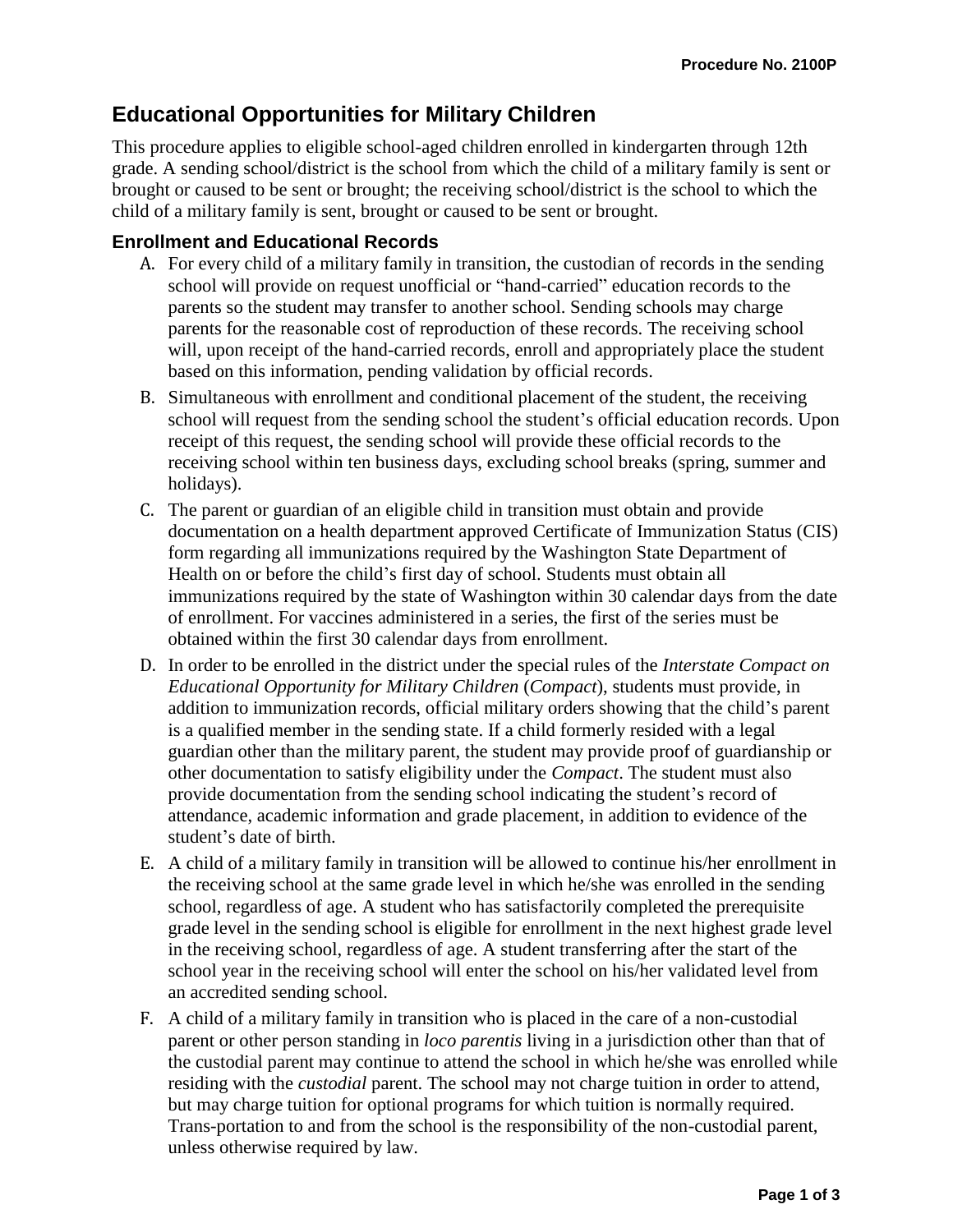# Educational Opportunities for Military Children

This procedure applies to eligible school-aged children enrolled in kindergarten through 12th grade. A sending school/district is the school from which the child of a military family is sent or brought or caused to be sent or brought; the receiving school/district is the school to which the child of a military family is sent, brought or caused to be sent or brought.

## Enrollment and Educational Records

A. For every child of a military family in transition, the custodian of records in the sending school will provide on request unofficial or "hand-carried" education records to the parents so the student may transfer to another school. Sending schools may charge parents for the reasonable cost of reproduction of these records. The receiving school will, upon receipt of the hand-carried records, enroll and appropriately place the student based on this information, pending validation by official records.

B. Simultaneous with enrollment and conditional placement of the student, the receiving school will request from the sending school the student's official education records. Upon receipt of this request, the sending school will provide these official records to the receiving school within ten business days, excluding school breaks (spring, summer and holidays).

C. The parent or guardian of an eligible child in transition must obtain and provide documentation on a health department approved Certificate of Immunization Status (CIS) form regarding all immunizations required by the Washington State Department of Health on or before the child's first day of school. Students must obtain all immunizations required by the state of Washington within 30 calendar days from the date of enrollment. For vaccines administered in a series, the first of the series must be obtained within the first 30 calendar days from enrollment.

D. In order to be enrolled in the district under the special rules of the *Interstate Compact on Educational Opportunity for Military Children* (*Compact*), students must provide, in addition to immunization records, official military orders showing that the child's parent is a qualified member in the sending state. If a child formerly resided with a legal guardian other than the military parent, the student may provide proof of guardianship or other documentation to satisfy eligibility under the *Compact*. The student must also provide documentation from the sending school indicating the student's record of attendance, academic information and grade placement, in addition to evidence of the student's date of birth.

E. A child of a military family in transition will be allowed to continue his/her enrollment in the receiving school at the same grade level in which he/she was enrolled in the sending school, regardless of age. A student who has satisfactorily completed the prerequisite grade level in the sending school is eligible for enrollment in the next highest grade level in the receiving school, regardless of age. A student transferring after the start of the school year in the receiving school will enter the school on his/her validated level from an accredited sending school.

F. A child of a military family in transition who is placed in the care of a non-custodial parent or other person standing in *loco parentis* living in a jurisdiction other than that of the custodial parent may continue to attend the school in which he/she was enrolled while residing with the *custodial* parent. The school may not charge tuition in order to attend, but may charge tuition for optional programs for which tuition is normally required. Trans-portation to and from the school is the responsibility of the non-custodial parent, unless otherwise required by law.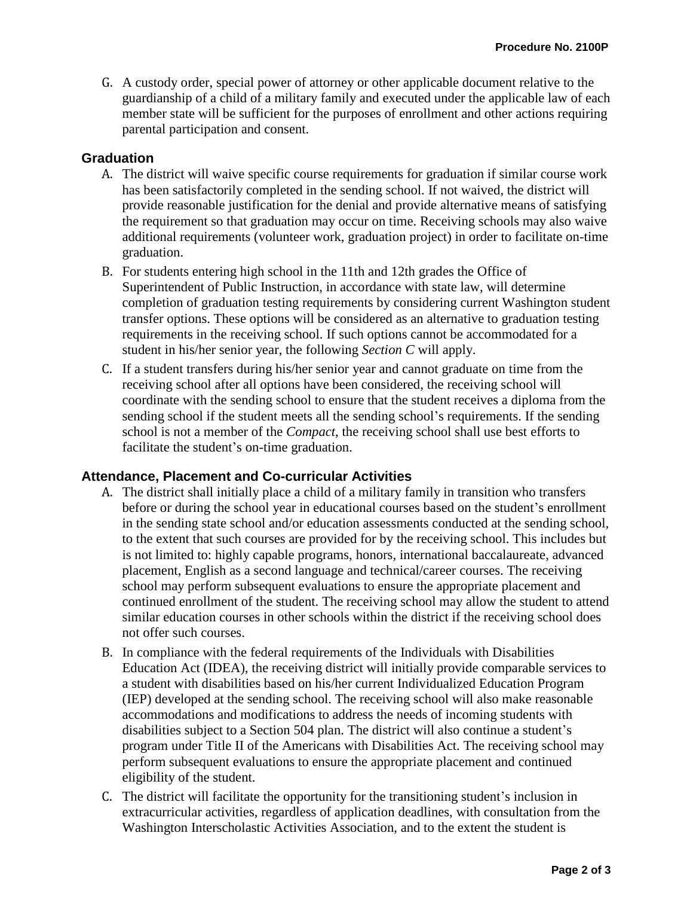G. A custody order, special power of attorney or other applicable document relative to the guardianship of a child of a military family and executed under the applicable law of each member state will be sufficient for the purposes of enrollment and other actions requiring parental participation and consent.

## Graduation

A. The district will waive specific course requirements for graduation if similar course work has been satisfactorily completed in the sending school. If not waived, the district will provide reasonable justification for the denial and provide alternative means of satisfying the requirement so that graduation may occur on time. Receiving schools may also waive additional requirements (volunteer work, graduation project) in order to facilitate on-time graduation.

B. For students entering high school in the 11th and 12th grades the Office of Superintendent of Public Instruction, in accordance with state law, will determine completion of graduation testing requirements by considering current Washington student transfer options. These options will be considered as an alternative to graduation testing requirements in the receiving school. If such options cannot be accommodated for a student in his/her senior year, the following *Section C* will apply.

C. If a student transfers during his/her senior year and cannot graduate on time from the receiving school after all options have been considered, the receiving school will coordinate with the sending school to ensure that the student receives a diploma from the sending school if the student meets all the sending school's requirements. If the sending school is not a member of the *Compact*, the receiving school shall use best efforts to facilitate the student's on-time graduation.

## Attendance, Placement and Co-curricular Activities

A. The district shall initially place a child of a military family in transition who transfers before or during the school year in educational courses based on the student's enrollment in the sending state school and/or education assessments conducted at the sending school, to the extent that such courses are provided for by the receiving school. This includes but is not limited to: highly capable programs, honors, international baccalaureate, advanced placement, English as a second language and technical/career courses. The receiving school may perform subsequent evaluations to ensure the appropriate placement and continued enrollment of the student. The receiving school may allow the student to attend similar education courses in other schools within the district if the receiving school does not offer such courses.

B. In compliance with the federal requirements of the Individuals with Disabilities Education Act (IDEA), the receiving district will initially provide comparable services to a student with disabilities based on his/her current Individualized Education Program (IEP) developed at the sending school. The receiving school will also make reasonable accommodations and modifications to address the needs of incoming students with disabilities subject to a Section 504 plan. The district will also continue a student's program under Title II of the Americans with Disabilities Act. The receiving school may perform subsequent evaluations to ensure the appropriate placement and continued eligibility of the student.

C. The district will facilitate the opportunity for the transitioning student's inclusion in extracurricular activities, regardless of application deadlines, with consultation from the Washington Interscholastic Activities Association, and to the extent the student is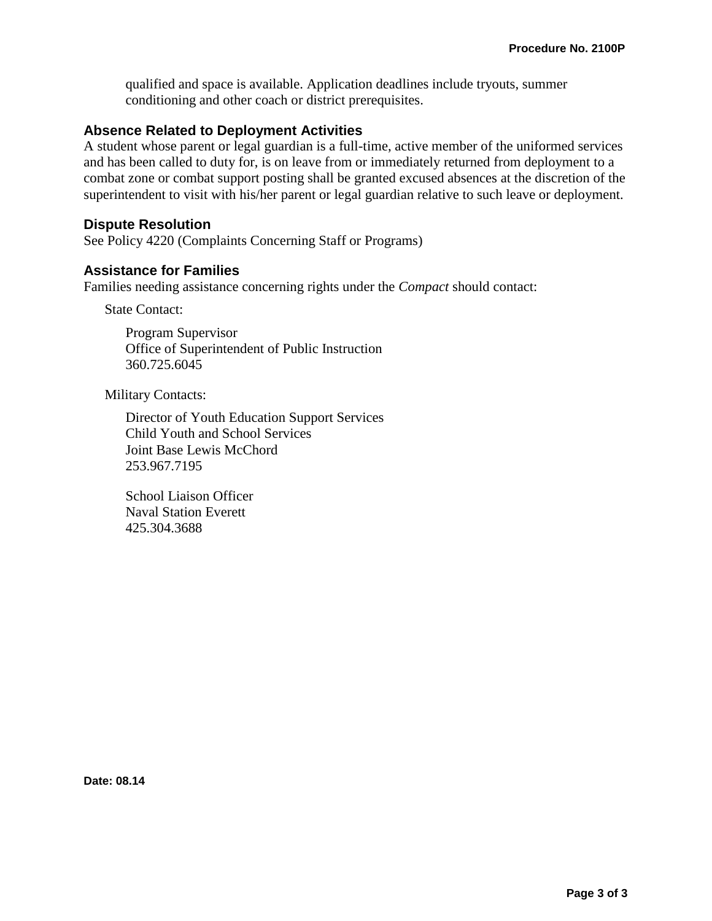qualified and space is available. Application deadlines include tryouts, summer conditioning and other coach or district prerequisites.

### Absence Related to Deployment Activities

A student whose parent or legal guardian is a full-time, active member of the uniformed services and has been called to duty for, is on leave from or immediately returned from deployment to a combat zone or combat support posting shall be granted excused absences at the discretion of the superintendent to visit with his/her parent or legal guardian relative to such leave or deployment.

### Dispute Resolution

See Policy 4220 (Complaints Concerning Staff or Programs)

### Assistance for Families

Families needing assistance concerning rights under the *Compact* should contact:

State Contact:

Program Supervisor
Office of Superintendent of Public Instruction
360.725.6045

Military Contacts:

Director of Youth Education Support Services
Child Youth and School Services
Joint Base Lewis McChord
253.967.7195

School Liaison Officer
Naval Station Everett
425.304.3688

**Date: 08.14**